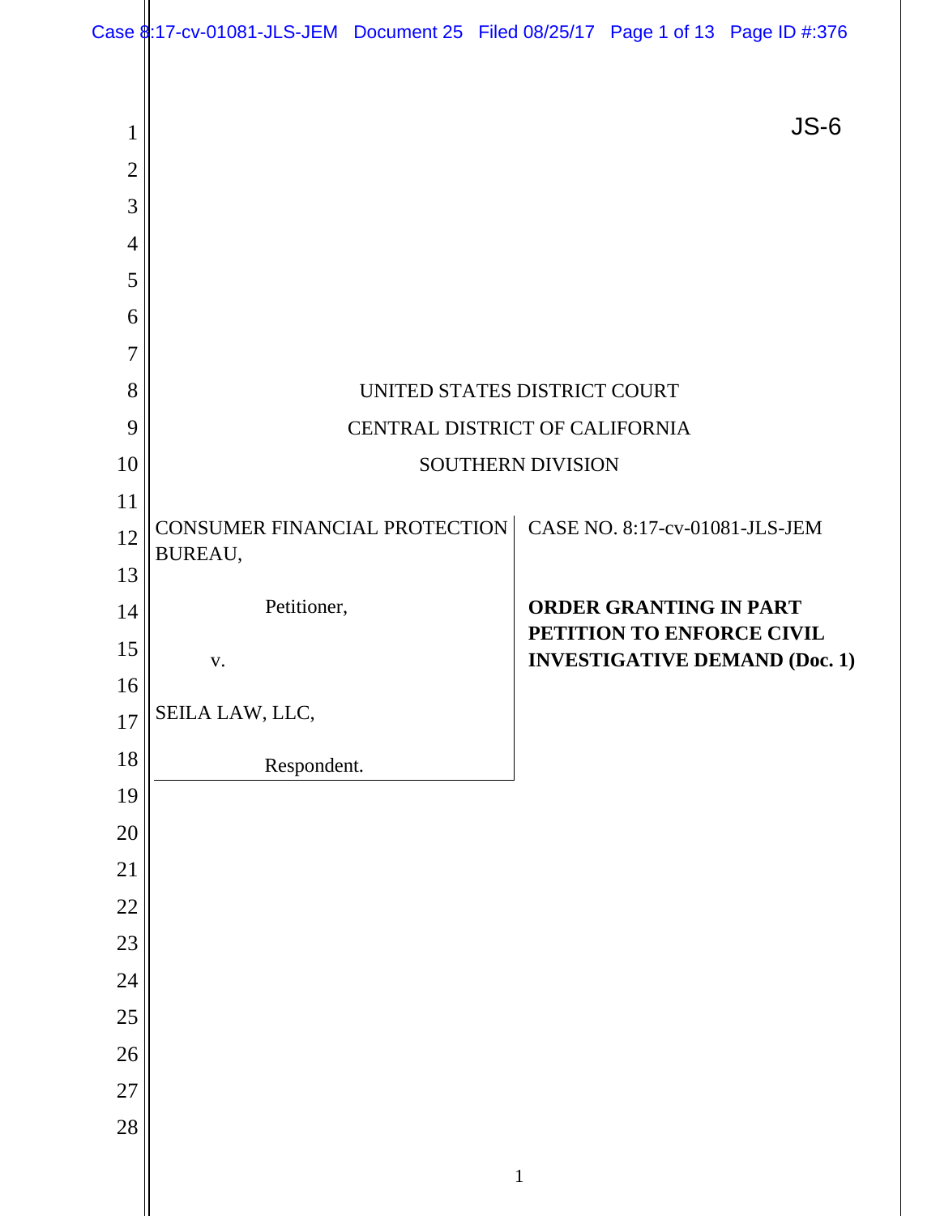JS-6

UNITED STATES DISTRICT COURT

CENTRAL DISTRICT OF CALIFORNIA

SOUTHERN DIVISION

| | |
|---|---|
| CONSUMER FINANCIAL PROTECTION BUREAU,<br><br>Petitioner,<br><br>v.<br><br>SEILA LAW, LLC,<br><br>Respondent. | CASE NO. 8:17-cv-01081-JLS-JEM<br><br>**ORDER GRANTING IN PART PETITION TO ENFORCE CIVIL INVESTIGATIVE DEMAND (Doc. 1)** |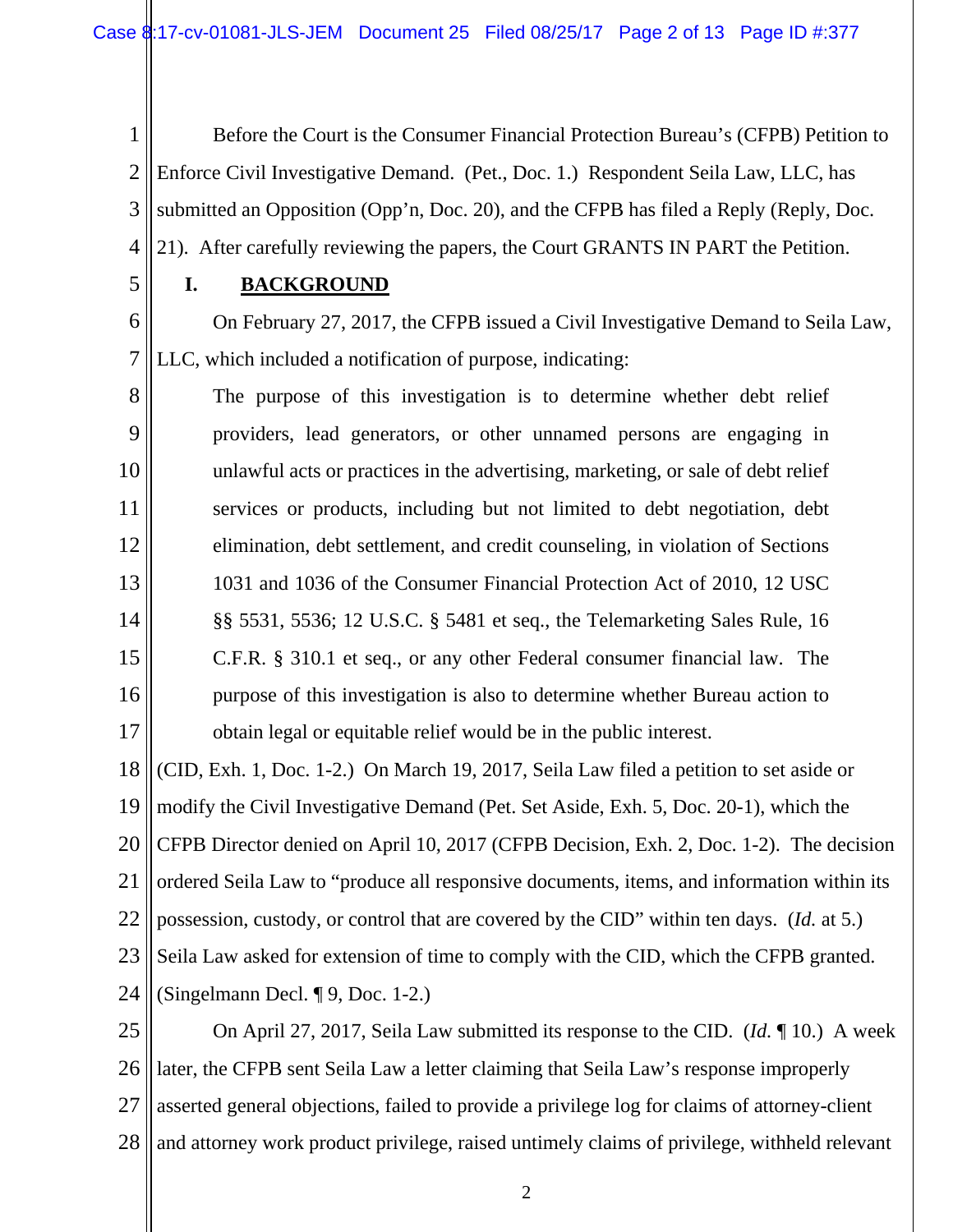Before the Court is the Consumer Financial Protection Bureau's (CFPB) Petition to Enforce Civil Investigative Demand. (Pet., Doc. 1.) Respondent Seila Law, LLC, has submitted an Opposition (Opp'n, Doc. 20), and the CFPB has filed a Reply (Reply, Doc. 21). After carefully reviewing the papers, the Court GRANTS IN PART the Petition.

## I. BACKGROUND

On February 27, 2017, the CFPB issued a Civil Investigative Demand to Seila Law, LLC, which included a notification of purpose, indicating:

> The purpose of this investigation is to determine whether debt relief providers, lead generators, or other unnamed persons are engaging in unlawful acts or practices in the advertising, marketing, or sale of debt relief services or products, including but not limited to debt negotiation, debt elimination, debt settlement, and credit counseling, in violation of Sections 1031 and 1036 of the Consumer Financial Protection Act of 2010, 12 USC §§ 5531, 5536; 12 U.S.C. § 5481 et seq., the Telemarketing Sales Rule, 16 C.F.R. § 310.1 et seq., or any other Federal consumer financial law. The purpose of this investigation is also to determine whether Bureau action to obtain legal or equitable relief would be in the public interest.

(CID, Exh. 1, Doc. 1-2.) On March 19, 2017, Seila Law filed a petition to set aside or modify the Civil Investigative Demand (Pet. Set Aside, Exh. 5, Doc. 20-1), which the CFPB Director denied on April 10, 2017 (CFPB Decision, Exh. 2, Doc. 1-2). The decision ordered Seila Law to "produce all responsive documents, items, and information within its possession, custody, or control that are covered by the CID" within ten days. (*Id.* at 5.) Seila Law asked for extension of time to comply with the CID, which the CFPB granted. (Singelmann Decl. ¶ 9, Doc. 1-2.)

On April 27, 2017, Seila Law submitted its response to the CID. (*Id.* ¶ 10.) A week later, the CFPB sent Seila Law a letter claiming that Seila Law's response improperly asserted general objections, failed to provide a privilege log for claims of attorney-client and attorney work product privilege, raised untimely claims of privilege, withheld relevant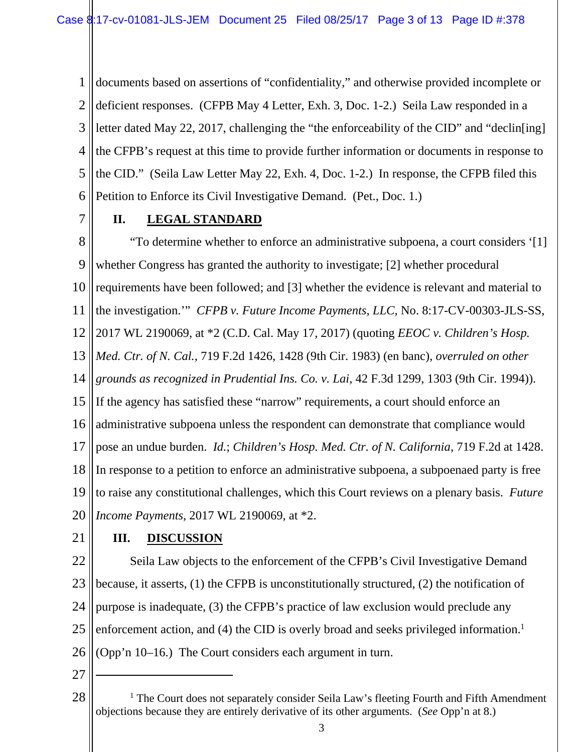documents based on assertions of "confidentiality," and otherwise provided incomplete or deficient responses. (CFPB May 4 Letter, Exh. 3, Doc. 1-2.) Seila Law responded in a letter dated May 22, 2017, challenging the "the enforceability of the CID" and "declin[ing] the CFPB's request at this time to provide further information or documents in response to the CID." (Seila Law Letter May 22, Exh. 4, Doc. 1-2.) In response, the CFPB filed this Petition to Enforce its Civil Investigative Demand. (Pet., Doc. 1.)

## II. LEGAL STANDARD

"To determine whether to enforce an administrative subpoena, a court considers '[1] whether Congress has granted the authority to investigate; [2] whether procedural requirements have been followed; and [3] whether the evidence is relevant and material to the investigation.'" *CFPB v. Future Income Payments, LLC*, No. 8:17-CV-00303-JLS-SS, 2017 WL 2190069, at *2 (C.D. Cal. May 17, 2017) (quoting *EEOC v. Children's Hosp. Med. Ctr. of N. Cal.*, 719 F.2d 1426, 1428 (9th Cir. 1983) (en banc), *overruled on other grounds as recognized in Prudential Ins. Co. v. Lai*, 42 F.3d 1299, 1303 (9th Cir. 1994)). If the agency has satisfied these "narrow" requirements, a court should enforce an administrative subpoena unless the respondent can demonstrate that compliance would pose an undue burden. *Id.*; *Children's Hosp. Med. Ctr. of N. California*, 719 F.2d at 1428. In response to a petition to enforce an administrative subpoena, a subpoenaed party is free to raise any constitutional challenges, which this Court reviews on a plenary basis. *Future Income Payments*, 2017 WL 2190069, at *2.

## III. DISCUSSION

Seila Law objects to the enforcement of the CFPB's Civil Investigative Demand because, it asserts, (1) the CFPB is unconstitutionally structured, (2) the notification of purpose is inadequate, (3) the CFPB's practice of law exclusion would preclude any enforcement action, and (4) the CID is overly broad and seeks privileged information.[1] (Opp'n 10–16.) The Court considers each argument in turn.

---

[1] The Court does not separately consider Seila Law's fleeting Fourth and Fifth Amendment objections because they are entirely derivative of its other arguments. (*See* Opp'n at 8.)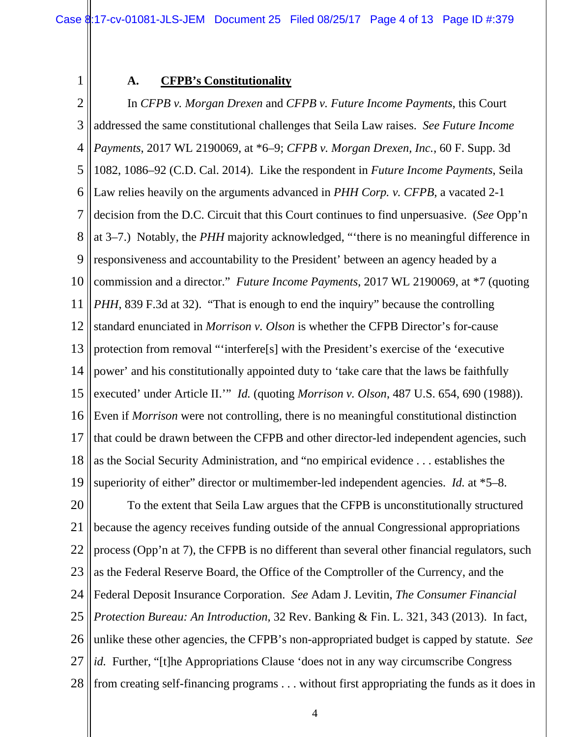### A. CFPB's Constitutionality

In *CFPB v. Morgan Drexen* and *CFPB v. Future Income Payments*, this Court addressed the same constitutional challenges that Seila Law raises. *See Future Income Payments*, 2017 WL 2190069, at *6–9; *CFPB v. Morgan Drexen, Inc.*, 60 F. Supp. 3d 1082, 1086–92 (C.D. Cal. 2014). Like the respondent in *Future Income Payments*, Seila Law relies heavily on the arguments advanced in *PHH Corp. v. CFPB*, a vacated 2-1 decision from the D.C. Circuit that this Court continues to find unpersuasive. (*See* Opp'n at 3–7.) Notably, the *PHH* majority acknowledged, "'there is no meaningful difference in responsiveness and accountability to the President' between an agency headed by a commission and a director." *Future Income Payments*, 2017 WL 2190069, at *7 (quoting *PHH*, 839 F.3d at 32). "That is enough to end the inquiry" because the controlling standard enunciated in *Morrison v. Olson* is whether the CFPB Director's for-cause protection from removal "'interfere[s] with the President's exercise of the 'executive power' and his constitutionally appointed duty to 'take care that the laws be faithfully executed' under Article II.'" *Id.* (quoting *Morrison v. Olson*, 487 U.S. 654, 690 (1988)). Even if *Morrison* were not controlling, there is no meaningful constitutional distinction that could be drawn between the CFPB and other director-led independent agencies, such as the Social Security Administration, and "no empirical evidence . . . establishes the superiority of either" director or multimember-led independent agencies. *Id.* at *5–8.

To the extent that Seila Law argues that the CFPB is unconstitutionally structured because the agency receives funding outside of the annual Congressional appropriations process (Opp'n at 7), the CFPB is no different than several other financial regulators, such as the Federal Reserve Board, the Office of the Comptroller of the Currency, and the Federal Deposit Insurance Corporation. *See* Adam J. Levitin, *The Consumer Financial Protection Bureau: An Introduction*, 32 Rev. Banking & Fin. L. 321, 343 (2013). In fact, unlike these other agencies, the CFPB's non-appropriated budget is capped by statute. *See id.* Further, "[t]he Appropriations Clause 'does not in any way circumscribe Congress from creating self-financing programs . . . without first appropriating the funds as it does in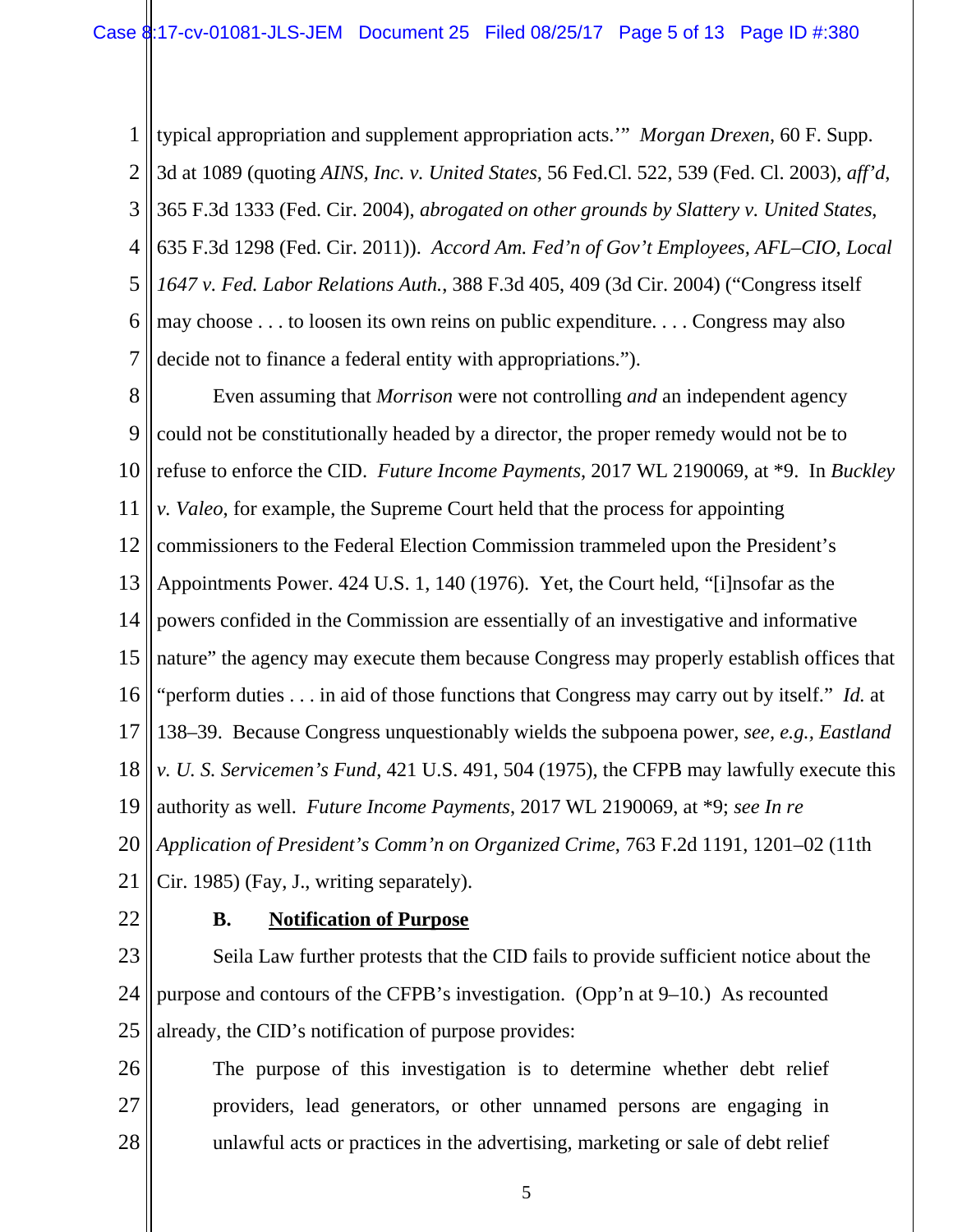typical appropriation and supplement appropriation acts.'" *Morgan Drexen*, 60 F. Supp. 3d at 1089 (quoting *AINS, Inc. v. United States*, 56 Fed.Cl. 522, 539 (Fed. Cl. 2003), *aff'd*, 365 F.3d 1333 (Fed. Cir. 2004), *abrogated on other grounds by Slattery v. United States*, 635 F.3d 1298 (Fed. Cir. 2011)). *Accord Am. Fed'n of Gov't Employees, AFL–CIO, Local 1647 v. Fed. Labor Relations Auth.*, 388 F.3d 405, 409 (3d Cir. 2004) ("Congress itself may choose . . . to loosen its own reins on public expenditure. . . . Congress may also decide not to finance a federal entity with appropriations.").

Even assuming that *Morrison* were not controlling *and* an independent agency could not be constitutionally headed by a director, the proper remedy would not be to refuse to enforce the CID. *Future Income Payments*, 2017 WL 2190069, at *9. In *Buckley v. Valeo*, for example, the Supreme Court held that the process for appointing commissioners to the Federal Election Commission trammeled upon the President's Appointments Power. 424 U.S. 1, 140 (1976). Yet, the Court held, "[i]nsofar as the powers confided in the Commission are essentially of an investigative and informative nature" the agency may execute them because Congress may properly establish offices that "perform duties . . . in aid of those functions that Congress may carry out by itself." *Id.* at 138–39. Because Congress unquestionably wields the subpoena power, *see, e.g.*, *Eastland v. U. S. Servicemen's Fund*, 421 U.S. 491, 504 (1975), the CFPB may lawfully execute this authority as well. *Future Income Payments*, 2017 WL 2190069, at *9; *see In re Application of President's Comm'n on Organized Crime*, 763 F.2d 1191, 1201–02 (11th Cir. 1985) (Fay, J., writing separately).

### B. <u>Notification of Purpose</u>

Seila Law further protests that the CID fails to provide sufficient notice about the purpose and contours of the CFPB's investigation. (Opp'n at 9–10.) As recounted already, the CID's notification of purpose provides:

> The purpose of this investigation is to determine whether debt relief providers, lead generators, or other unnamed persons are engaging in unlawful acts or practices in the advertising, marketing or sale of debt relief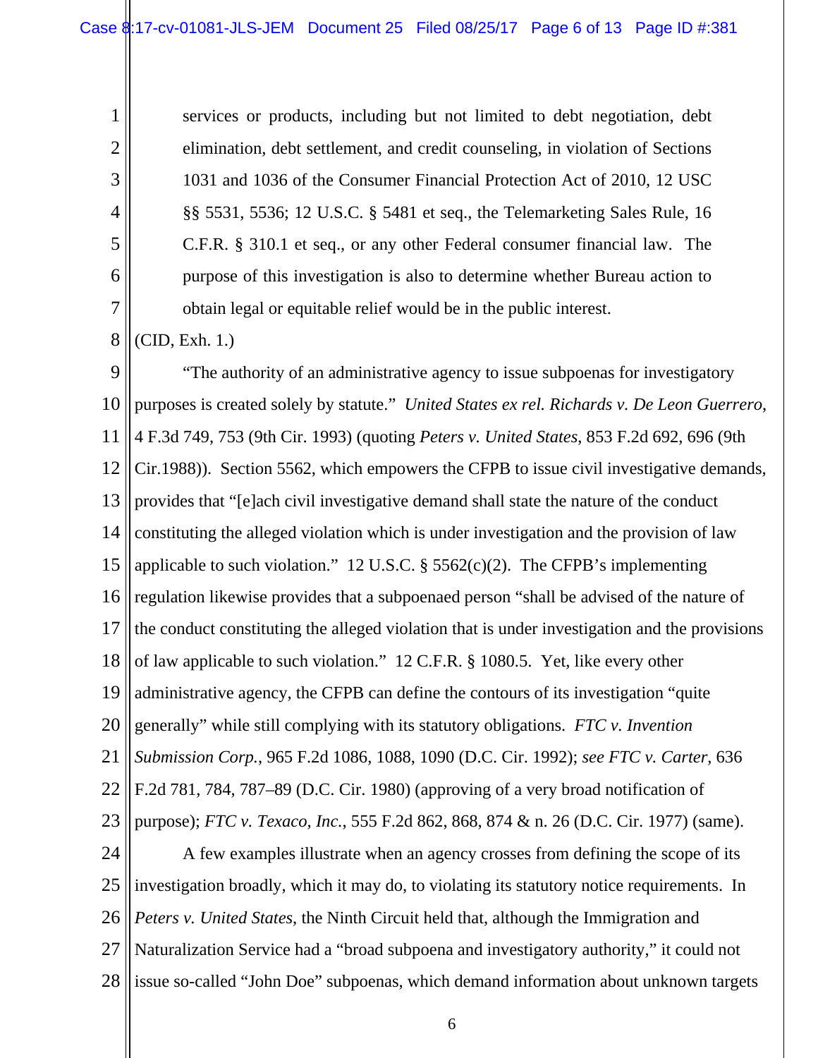> services or products, including but not limited to debt negotiation, debt elimination, debt settlement, and credit counseling, in violation of Sections 1031 and 1036 of the Consumer Financial Protection Act of 2010, 12 USC §§ 5531, 5536; 12 U.S.C. § 5481 et seq., the Telemarketing Sales Rule, 16 C.F.R. § 310.1 et seq., or any other Federal consumer financial law. The purpose of this investigation is also to determine whether Bureau action to obtain legal or equitable relief would be in the public interest.

(CID, Exh. 1.)

"The authority of an administrative agency to issue subpoenas for investigatory purposes is created solely by statute." *United States ex rel. Richards v. De Leon Guerrero*, 4 F.3d 749, 753 (9th Cir. 1993) (quoting *Peters v. United States*, 853 F.2d 692, 696 (9th Cir.1988)). Section 5562, which empowers the CFPB to issue civil investigative demands, provides that "[e]ach civil investigative demand shall state the nature of the conduct constituting the alleged violation which is under investigation and the provision of law applicable to such violation." 12 U.S.C. § 5562(c)(2). The CFPB's implementing regulation likewise provides that a subpoenaed person "shall be advised of the nature of the conduct constituting the alleged violation that is under investigation and the provisions of law applicable to such violation." 12 C.F.R. § 1080.5. Yet, like every other administrative agency, the CFPB can define the contours of its investigation "quite generally" while still complying with its statutory obligations. *FTC v. Invention Submission Corp.*, 965 F.2d 1086, 1088, 1090 (D.C. Cir. 1992); *see FTC v. Carter*, 636 F.2d 781, 784, 787–89 (D.C. Cir. 1980) (approving of a very broad notification of purpose); *FTC v. Texaco, Inc.*, 555 F.2d 862, 868, 874 & n. 26 (D.C. Cir. 1977) (same).

A few examples illustrate when an agency crosses from defining the scope of its investigation broadly, which it may do, to violating its statutory notice requirements. In *Peters v. United States*, the Ninth Circuit held that, although the Immigration and Naturalization Service had a "broad subpoena and investigatory authority," it could not issue so-called "John Doe" subpoenas, which demand information about unknown targets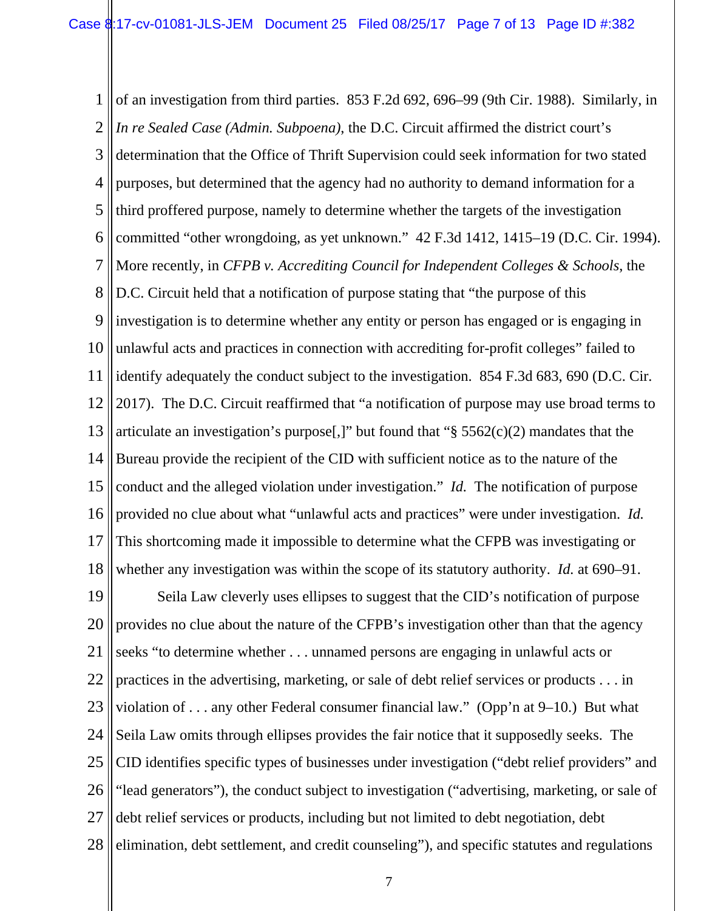of an investigation from third parties. 853 F.2d 692, 696–99 (9th Cir. 1988). Similarly, in *In re Sealed Case (Admin. Subpoena)*, the D.C. Circuit affirmed the district court's determination that the Office of Thrift Supervision could seek information for two stated purposes, but determined that the agency had no authority to demand information for a third proffered purpose, namely to determine whether the targets of the investigation committed "other wrongdoing, as yet unknown." 42 F.3d 1412, 1415–19 (D.C. Cir. 1994). More recently, in *CFPB v. Accrediting Council for Independent Colleges & Schools*, the D.C. Circuit held that a notification of purpose stating that "the purpose of this investigation is to determine whether any entity or person has engaged or is engaging in unlawful acts and practices in connection with accrediting for-profit colleges" failed to identify adequately the conduct subject to the investigation. 854 F.3d 683, 690 (D.C. Cir. 2017). The D.C. Circuit reaffirmed that "a notification of purpose may use broad terms to articulate an investigation's purpose[,]" but found that "§ 5562(c)(2) mandates that the Bureau provide the recipient of the CID with sufficient notice as to the nature of the conduct and the alleged violation under investigation." *Id.* The notification of purpose provided no clue about what "unlawful acts and practices" were under investigation. *Id.* This shortcoming made it impossible to determine what the CFPB was investigating or whether any investigation was within the scope of its statutory authority. *Id.* at 690–91.

Seila Law cleverly uses ellipses to suggest that the CID's notification of purpose provides no clue about the nature of the CFPB's investigation other than that the agency seeks "to determine whether . . . unnamed persons are engaging in unlawful acts or practices in the advertising, marketing, or sale of debt relief services or products . . . in violation of . . . any other Federal consumer financial law." (Opp'n at 9–10.) But what Seila Law omits through ellipses provides the fair notice that it supposedly seeks. The CID identifies specific types of businesses under investigation ("debt relief providers" and "lead generators"), the conduct subject to investigation ("advertising, marketing, or sale of debt relief services or products, including but not limited to debt negotiation, debt elimination, debt settlement, and credit counseling"), and specific statutes and regulations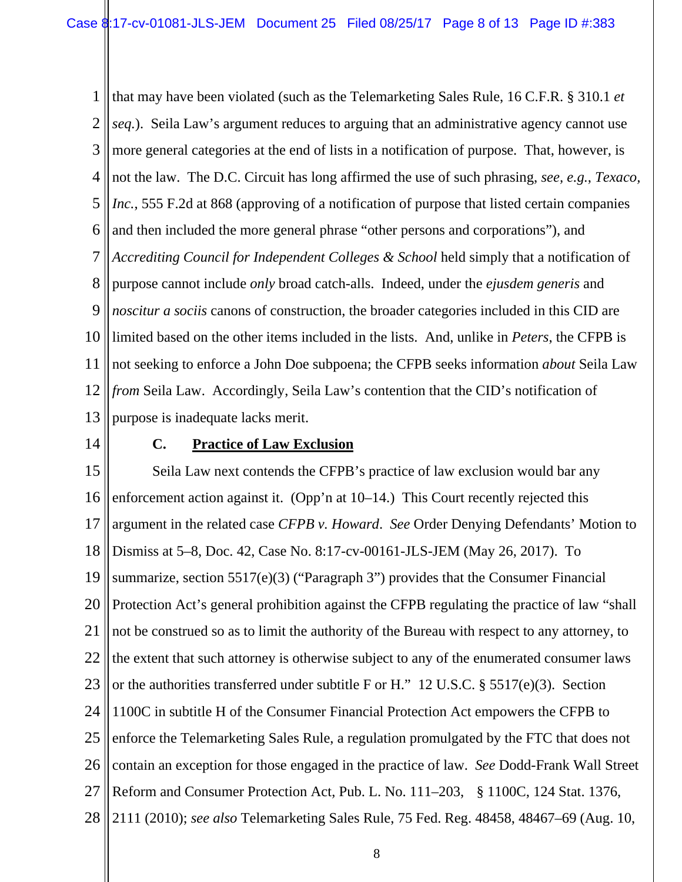that may have been violated (such as the Telemarketing Sales Rule, 16 C.F.R. § 310.1 *et seq*.). Seila Law's argument reduces to arguing that an administrative agency cannot use more general categories at the end of lists in a notification of purpose. That, however, is not the law. The D.C. Circuit has long affirmed the use of such phrasing, *see, e.g.*, *Texaco, Inc.*, 555 F.2d at 868 (approving of a notification of purpose that listed certain companies and then included the more general phrase "other persons and corporations"), and *Accrediting Council for Independent Colleges & School* held simply that a notification of purpose cannot include *only* broad catch-alls. Indeed, under the *ejusdem generis* and *noscitur a sociis* canons of construction, the broader categories included in this CID are limited based on the other items included in the lists. And, unlike in *Peters*, the CFPB is not seeking to enforce a John Doe subpoena; the CFPB seeks information *about* Seila Law *from* Seila Law. Accordingly, Seila Law's contention that the CID's notification of purpose is inadequate lacks merit.

### C. Practice of Law Exclusion

Seila Law next contends the CFPB's practice of law exclusion would bar any enforcement action against it. (Opp'n at 10–14.) This Court recently rejected this argument in the related case *CFPB v. Howard*. *See* Order Denying Defendants' Motion to Dismiss at 5–8, Doc. 42, Case No. 8:17-cv-00161-JLS-JEM (May 26, 2017). To summarize, section 5517(e)(3) ("Paragraph 3") provides that the Consumer Financial Protection Act's general prohibition against the CFPB regulating the practice of law "shall not be construed so as to limit the authority of the Bureau with respect to any attorney, to the extent that such attorney is otherwise subject to any of the enumerated consumer laws or the authorities transferred under subtitle F or H." 12 U.S.C. § 5517(e)(3). Section 1100C in subtitle H of the Consumer Financial Protection Act empowers the CFPB to enforce the Telemarketing Sales Rule, a regulation promulgated by the FTC that does not contain an exception for those engaged in the practice of law. *See* Dodd-Frank Wall Street Reform and Consumer Protection Act, Pub. L. No. 111–203, § 1100C, 124 Stat. 1376, 2111 (2010); *see also* Telemarketing Sales Rule, 75 Fed. Reg. 48458, 48467–69 (Aug. 10,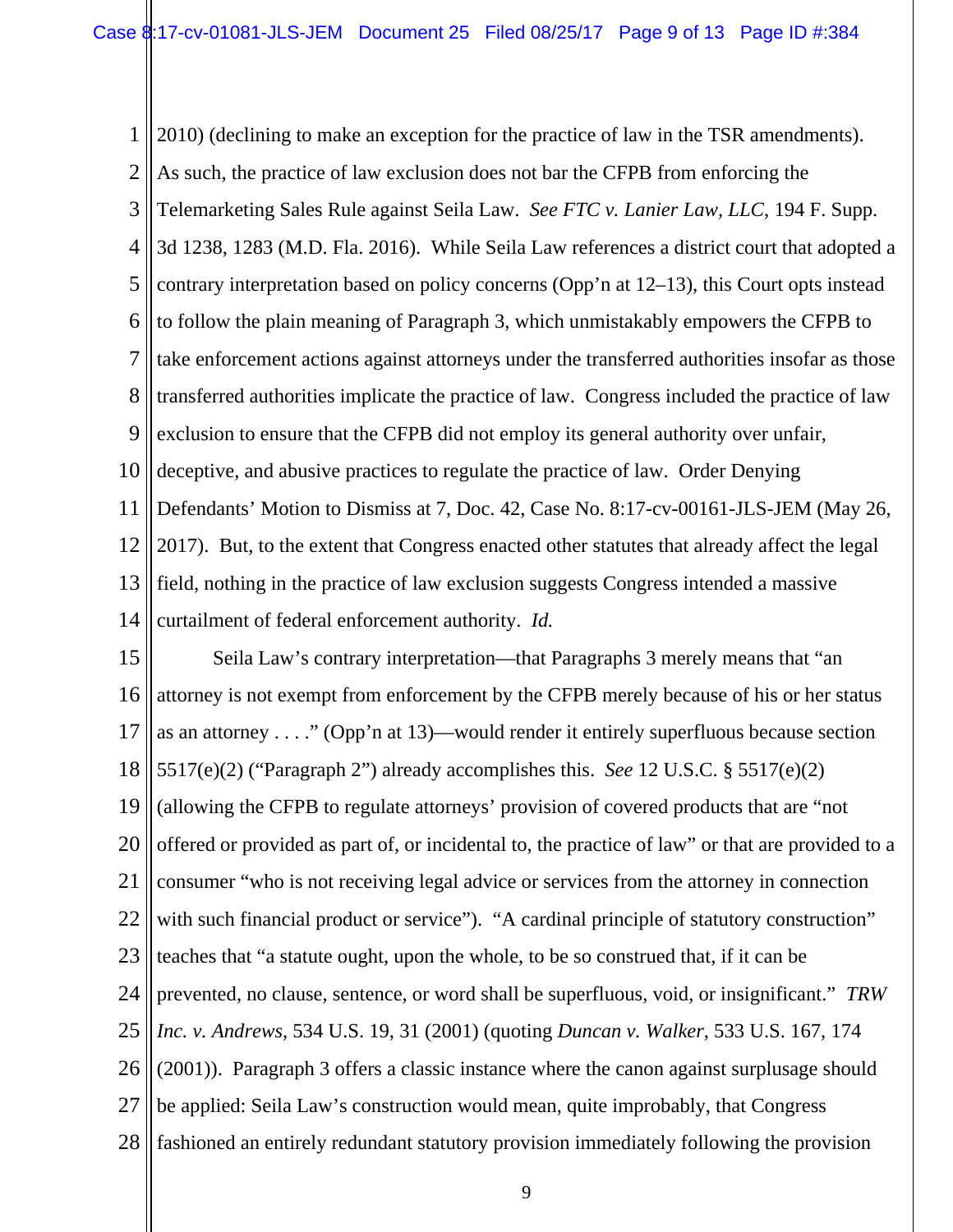2010) (declining to make an exception for the practice of law in the TSR amendments). As such, the practice of law exclusion does not bar the CFPB from enforcing the Telemarketing Sales Rule against Seila Law. *See FTC v. Lanier Law, LLC*, 194 F. Supp. 3d 1238, 1283 (M.D. Fla. 2016). While Seila Law references a district court that adopted a contrary interpretation based on policy concerns (Opp'n at 12–13), this Court opts instead to follow the plain meaning of Paragraph 3, which unmistakably empowers the CFPB to take enforcement actions against attorneys under the transferred authorities insofar as those transferred authorities implicate the practice of law. Congress included the practice of law exclusion to ensure that the CFPB did not employ its general authority over unfair, deceptive, and abusive practices to regulate the practice of law. Order Denying Defendants' Motion to Dismiss at 7, Doc. 42, Case No. 8:17-cv-00161-JLS-JEM (May 26, 2017). But, to the extent that Congress enacted other statutes that already affect the legal field, nothing in the practice of law exclusion suggests Congress intended a massive curtailment of federal enforcement authority. *Id.*

Seila Law's contrary interpretation—that Paragraphs 3 merely means that "an attorney is not exempt from enforcement by the CFPB merely because of his or her status as an attorney . . . ." (Opp'n at 13)—would render it entirely superfluous because section 5517(e)(2) ("Paragraph 2") already accomplishes this. *See* 12 U.S.C. § 5517(e)(2) (allowing the CFPB to regulate attorneys' provision of covered products that are "not offered or provided as part of, or incidental to, the practice of law" or that are provided to a consumer "who is not receiving legal advice or services from the attorney in connection with such financial product or service"). "A cardinal principle of statutory construction" teaches that "a statute ought, upon the whole, to be so construed that, if it can be prevented, no clause, sentence, or word shall be superfluous, void, or insignificant." *TRW Inc. v. Andrews*, 534 U.S. 19, 31 (2001) (quoting *Duncan v. Walker*, 533 U.S. 167, 174 (2001)). Paragraph 3 offers a classic instance where the canon against surplusage should be applied: Seila Law's construction would mean, quite improbably, that Congress fashioned an entirely redundant statutory provision immediately following the provision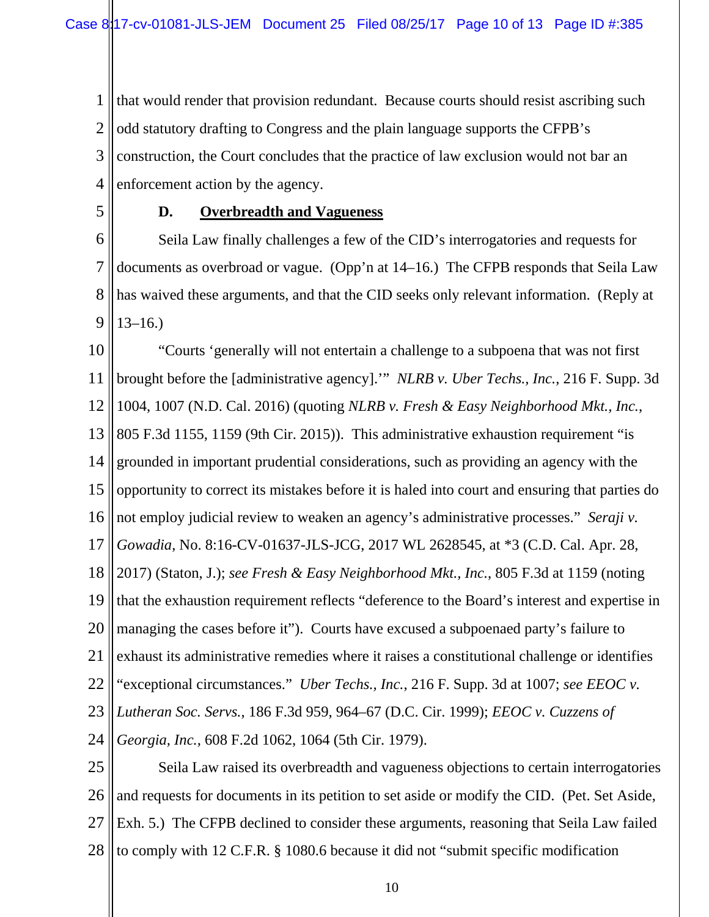that would render that provision redundant. Because courts should resist ascribing such odd statutory drafting to Congress and the plain language supports the CFPB's construction, the Court concludes that the practice of law exclusion would not bar an enforcement action by the agency.

### D. Overbreadth and Vagueness

Seila Law finally challenges a few of the CID's interrogatories and requests for documents as overbroad or vague. (Opp'n at 14–16.) The CFPB responds that Seila Law has waived these arguments, and that the CID seeks only relevant information. (Reply at 13–16.)

"Courts 'generally will not entertain a challenge to a subpoena that was not first brought before the [administrative agency].'" *NLRB v. Uber Techs., Inc.*, 216 F. Supp. 3d 1004, 1007 (N.D. Cal. 2016) (quoting *NLRB v. Fresh & Easy Neighborhood Mkt., Inc.*, 805 F.3d 1155, 1159 (9th Cir. 2015)). This administrative exhaustion requirement "is grounded in important prudential considerations, such as providing an agency with the opportunity to correct its mistakes before it is haled into court and ensuring that parties do not employ judicial review to weaken an agency's administrative processes." *Seraji v. Gowadia*, No. 8:16-CV-01637-JLS-JCG, 2017 WL 2628545, at *3 (C.D. Cal. Apr. 28, 2017) (Staton, J.); *see Fresh & Easy Neighborhood Mkt., Inc.*, 805 F.3d at 1159 (noting that the exhaustion requirement reflects "deference to the Board's interest and expertise in managing the cases before it"). Courts have excused a subpoenaed party's failure to exhaust its administrative remedies where it raises a constitutional challenge or identifies "exceptional circumstances." *Uber Techs., Inc.*, 216 F. Supp. 3d at 1007; *see EEOC v. Lutheran Soc. Servs.*, 186 F.3d 959, 964–67 (D.C. Cir. 1999); *EEOC v. Cuzzens of Georgia, Inc.*, 608 F.2d 1062, 1064 (5th Cir. 1979).

Seila Law raised its overbreadth and vagueness objections to certain interrogatories and requests for documents in its petition to set aside or modify the CID. (Pet. Set Aside, Exh. 5.) The CFPB declined to consider these arguments, reasoning that Seila Law failed to comply with 12 C.F.R. § 1080.6 because it did not "submit specific modification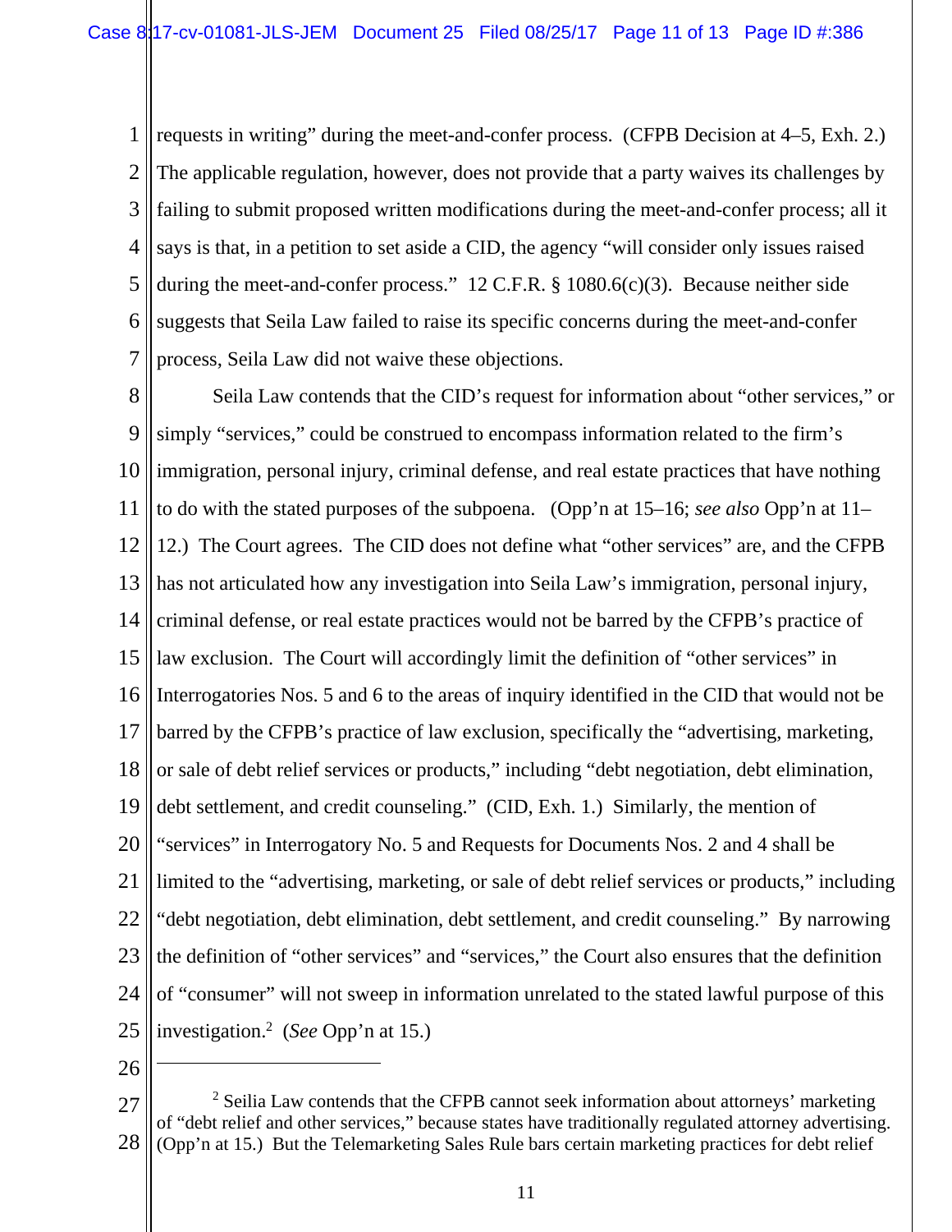requests in writing" during the meet-and-confer process. (CFPB Decision at 4–5, Exh. 2.) The applicable regulation, however, does not provide that a party waives its challenges by failing to submit proposed written modifications during the meet-and-confer process; all it says is that, in a petition to set aside a CID, the agency "will consider only issues raised during the meet-and-confer process." 12 C.F.R. § 1080.6(c)(3). Because neither side suggests that Seila Law failed to raise its specific concerns during the meet-and-confer process, Seila Law did not waive these objections.

Seila Law contends that the CID's request for information about "other services," or simply "services," could be construed to encompass information related to the firm's immigration, personal injury, criminal defense, and real estate practices that have nothing to do with the stated purposes of the subpoena. (Opp'n at 15–16; *see also* Opp'n at 11–12.) The Court agrees. The CID does not define what "other services" are, and the CFPB has not articulated how any investigation into Seila Law's immigration, personal injury, criminal defense, or real estate practices would not be barred by the CFPB's practice of law exclusion. The Court will accordingly limit the definition of "other services" in Interrogatories Nos. 5 and 6 to the areas of inquiry identified in the CID that would not be barred by the CFPB's practice of law exclusion, specifically the "advertising, marketing, or sale of debt relief services or products," including "debt negotiation, debt elimination, debt settlement, and credit counseling." (CID, Exh. 1.) Similarly, the mention of "services" in Interrogatory No. 5 and Requests for Documents Nos. 2 and 4 shall be limited to the "advertising, marketing, or sale of debt relief services or products," including "debt negotiation, debt elimination, debt settlement, and credit counseling." By narrowing the definition of "other services" and "services," the Court also ensures that the definition of "consumer" will not sweep in information unrelated to the stated lawful purpose of this investigation.[2] (*See* Opp'n at 15.)

---

[2] Seilia Law contends that the CFPB cannot seek information about attorneys' marketing of "debt relief and other services," because states have traditionally regulated attorney advertising. (Opp'n at 15.) But the Telemarketing Sales Rule bars certain marketing practices for debt relief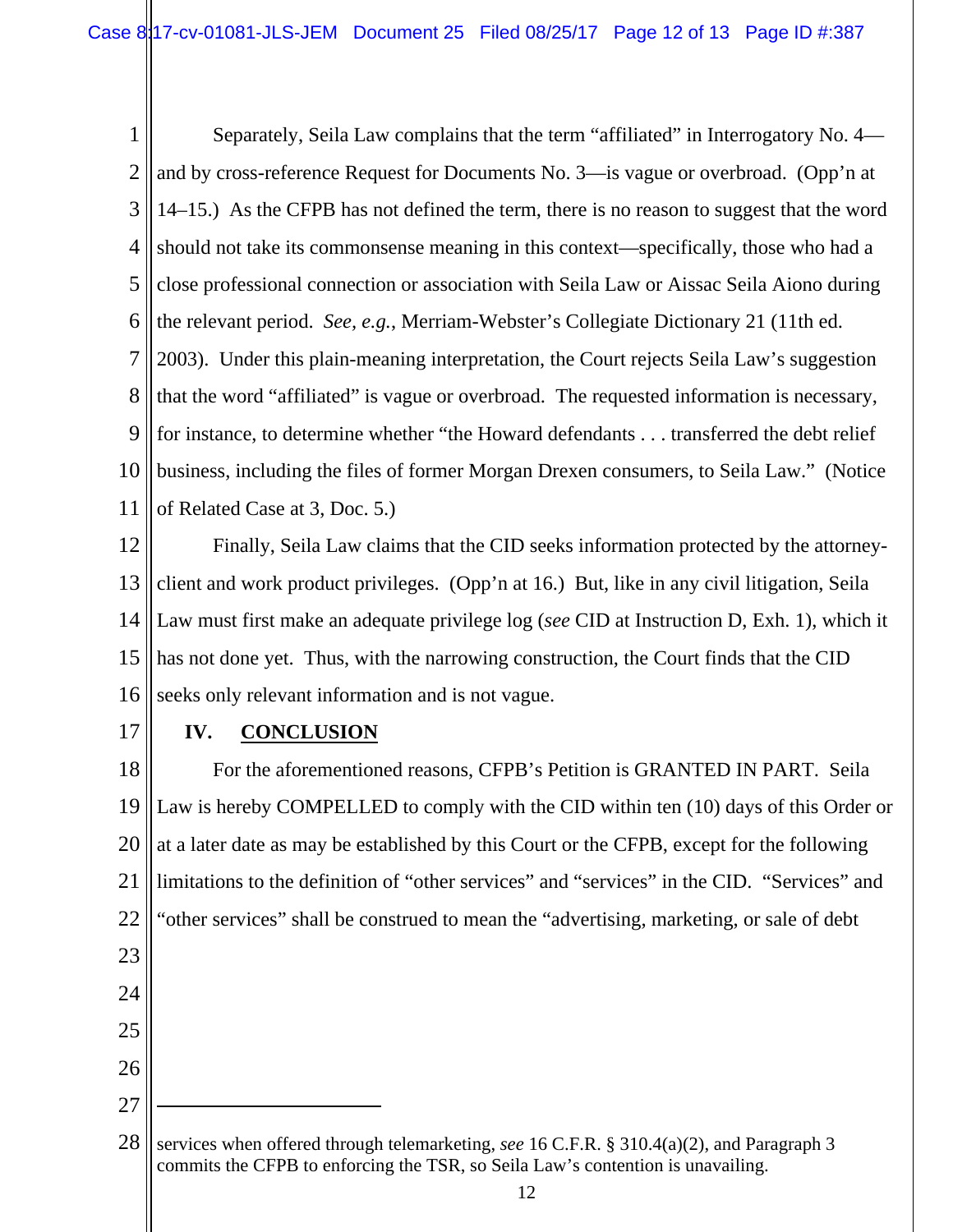Separately, Seila Law complains that the term "affiliated" in Interrogatory No. 4—and by cross-reference Request for Documents No. 3—is vague or overbroad. (Opp'n at 14–15.) As the CFPB has not defined the term, there is no reason to suggest that the word should not take its commonsense meaning in this context—specifically, those who had a close professional connection or association with Seila Law or Aissac Seila Aiono during the relevant period. *See, e.g.*, Merriam-Webster's Collegiate Dictionary 21 (11th ed. 2003). Under this plain-meaning interpretation, the Court rejects Seila Law's suggestion that the word "affiliated" is vague or overbroad. The requested information is necessary, for instance, to determine whether "the Howard defendants . . . transferred the debt relief business, including the files of former Morgan Drexen consumers, to Seila Law." (Notice of Related Case at 3, Doc. 5.)

Finally, Seila Law claims that the CID seeks information protected by the attorney-client and work product privileges. (Opp'n at 16.) But, like in any civil litigation, Seila Law must first make an adequate privilege log (*see* CID at Instruction D, Exh. 1), which it has not done yet. Thus, with the narrowing construction, the Court finds that the CID seeks only relevant information and is not vague.

## IV. CONCLUSION

For the aforementioned reasons, CFPB's Petition is GRANTED IN PART. Seila Law is hereby COMPELLED to comply with the CID within ten (10) days of this Order or at a later date as may be established by this Court or the CFPB, except for the following limitations to the definition of "other services" and "services" in the CID. "Services" and "other services" shall be construed to mean the "advertising, marketing, or sale of debt

---

services when offered through telemarketing, *see* 16 C.F.R. § 310.4(a)(2), and Paragraph 3 commits the CFPB to enforcing the TSR, so Seila Law's contention is unavailing.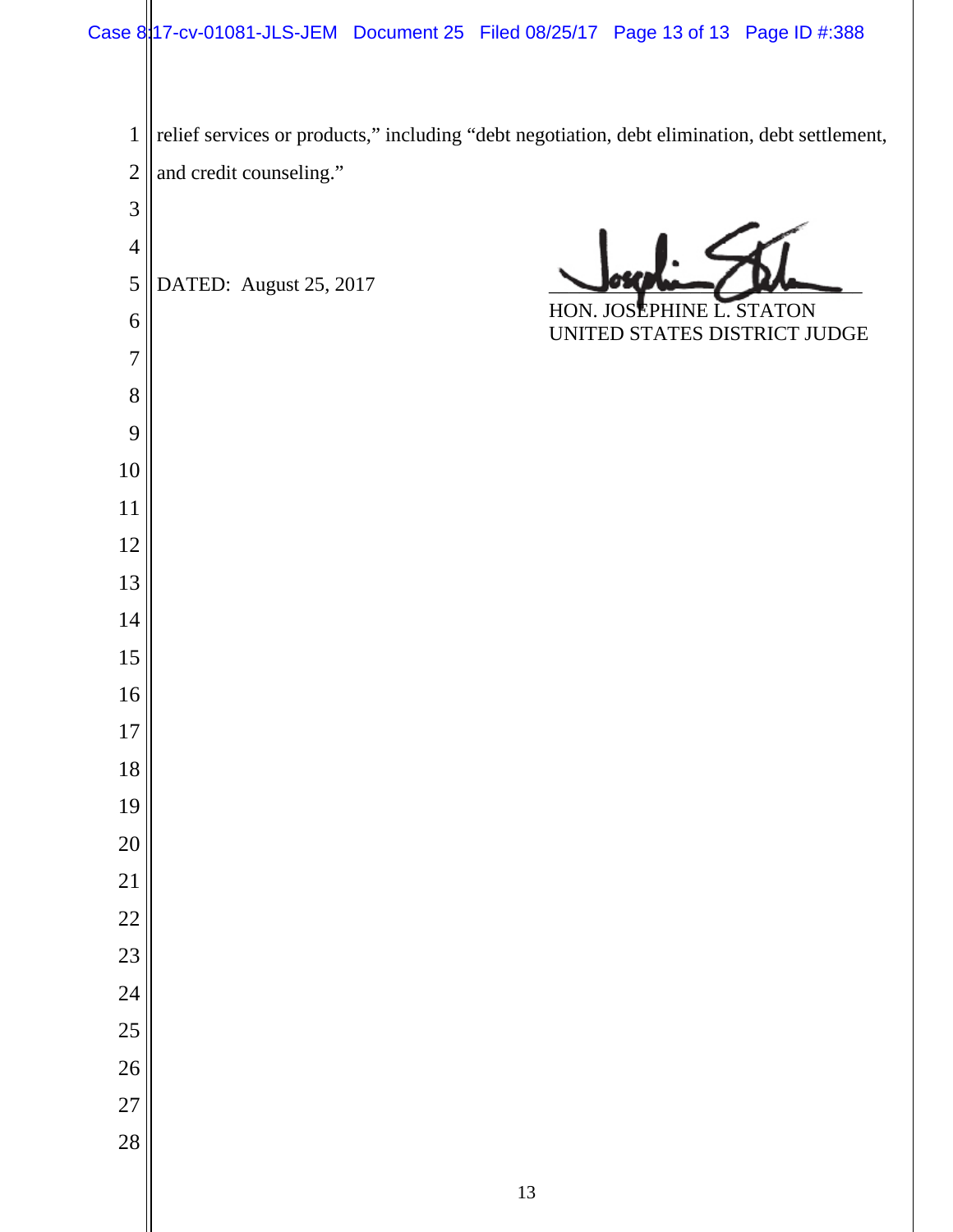relief services or products," including "debt negotiation, debt elimination, debt settlement, and credit counseling."

DATED: August 25, 2017

HON. JOSEPHINE L. STATON
UNITED STATES DISTRICT JUDGE